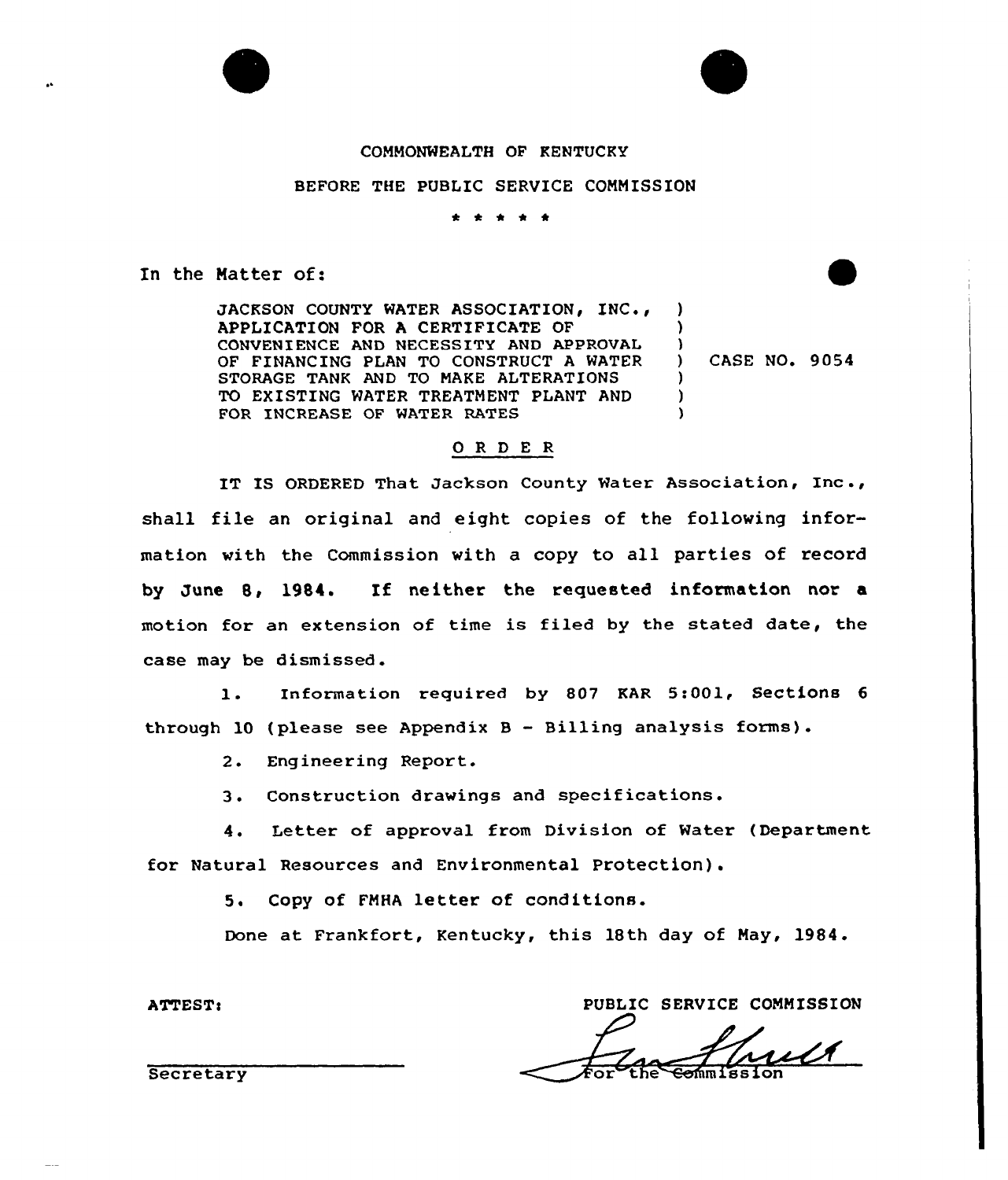COMMONWEALTH OF KENTUCKY

BEFORE THE PUBLIC SERVICE COMMISSION

\* \* \* \* \*

In the Matter of:

| | |
|---|---|
| JACKSON COUNTY WATER ASSOCIATION, INC., APPLICATION FOR A CERTIFICATE OF CONVENIENCE AND NECESSITY AND APPROVAL OF FINANCING PLAN TO CONSTRUCT A WATER STORAGE TANK AND TO MAKE ALTERATIONS TO EXISTING WATER TREATMENT PLANT AND FOR INCREASE OF WATER RATES | CASE NO. 9054 |

## O R D E R

IT IS ORDERED That Jackson County Water Association, Inc., shall file an original and eight copies of the following information with the Commission with a copy to all parties of record by June 8, 1984. If neither the requested information nor a motion for an extension of time is filed by the stated date, the case may be dismissed.

1. Information required by 807 KAR 5:001, Sections 6 through 10 (please see Appendix B - Billing analysis forms).

2. Engineering Report.

3. Construction drawings and specifications.

4. Letter of approval from Division of Water (Department for Natural Resources and Environmental Protection).

5. Copy of FMHA letter of conditions.

Done at Frankfort, Kentucky, this 18th day of May, 1984.

PUBLIC SERVICE COMMISSION

For the Commission

ATTEST:

Secretary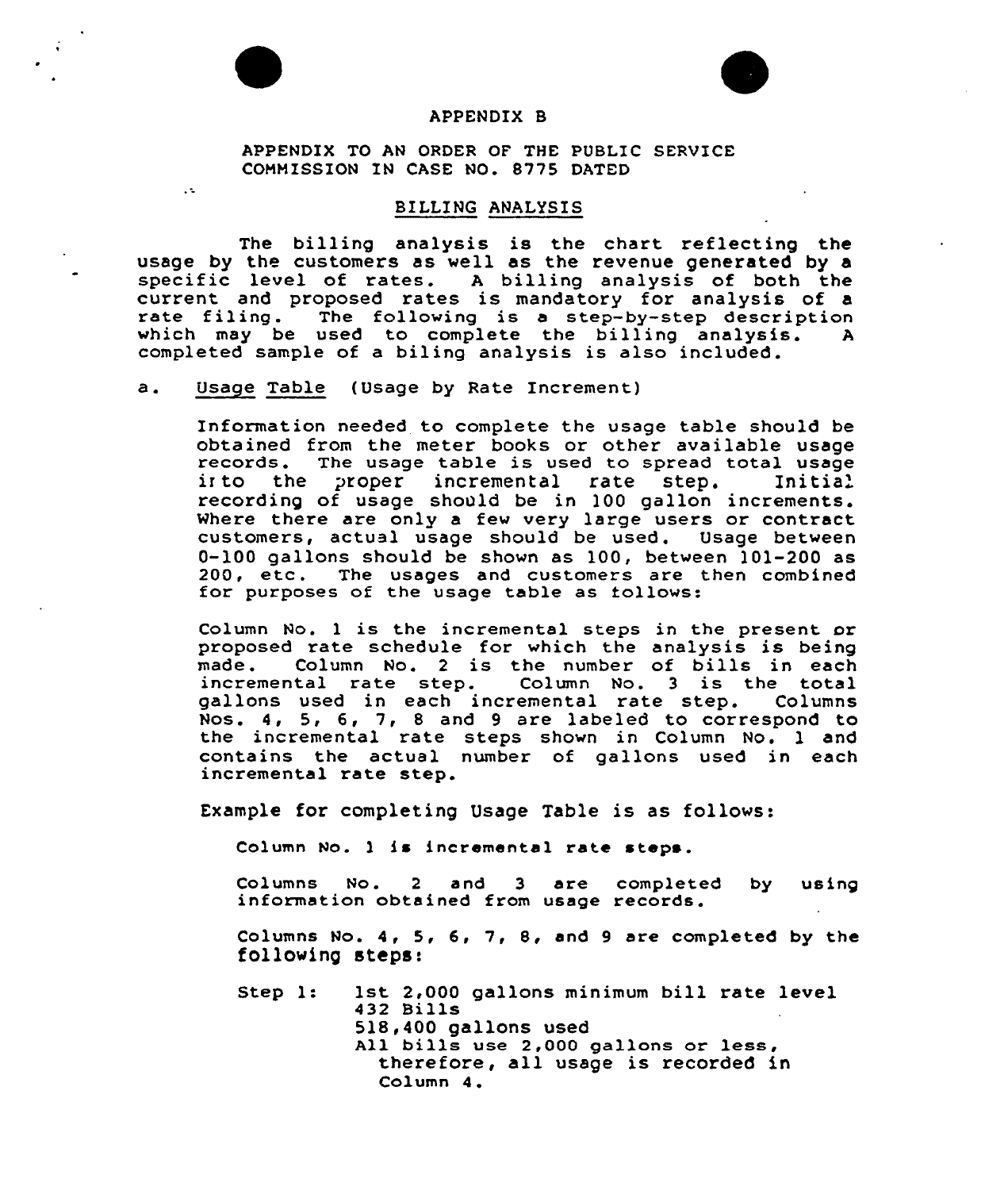APPENDIX B

APPENDIX TO AN ORDER OF THE PUBLIC SERVICE COMMISSION IN CASE NO. 8775 DATED

## BILLING ANALYSIS

The billing analysis is the chart reflecting the usage by the customers as well as the revenue generated by a specific level of rates. A billing analysis of both the current and proposed rates is mandatory for analysis of a rate filing. The following is a step-by-step description which may be used to complete the billing analysis. A completed sample of a biling analysis is also included.

a. Usage Table (Usage by Rate Increment)

Information needed to complete the usage table should be obtained from the meter books or other available usage records. The usage table is used to spread total usage into the proper incremental rate step. Initial recording of usage should be in 100 gallon increments. Where there are only a few very large users or contract customers, actual usage should be used. Usage between 0-100 gallons should be shown as 100, between 101-200 as 200, etc. The usages and customers are then combined for purposes of the usage table as follows:

Column No. 1 is the incremental steps in the present or proposed rate schedule for which the analysis is being made. Column No. 2 is the number of bills in each incremental rate step. Column No. 3 is the total gallons used in each incremental rate step. Columns Nos. 4, 5, 6, 7, 8 and 9 are labeled to correspond to the incremental rate steps shown in Column No. 1 and contains the actual number of gallons used in each incremental rate step.

Example for completing Usage Table is as follows:

Column No. 1 is incremental rate steps.

Columns No. 2 and 3 are completed by using information obtained from usage records.

Columns No. 4, 5, 6, 7, 8, and 9 are completed by the following steps:

Step 1: 1st 2,000 gallons minimum bill rate level
432 Bills
518,400 gallons used
All bills use 2,000 gallons or less, therefore, all usage is recorded in Column 4.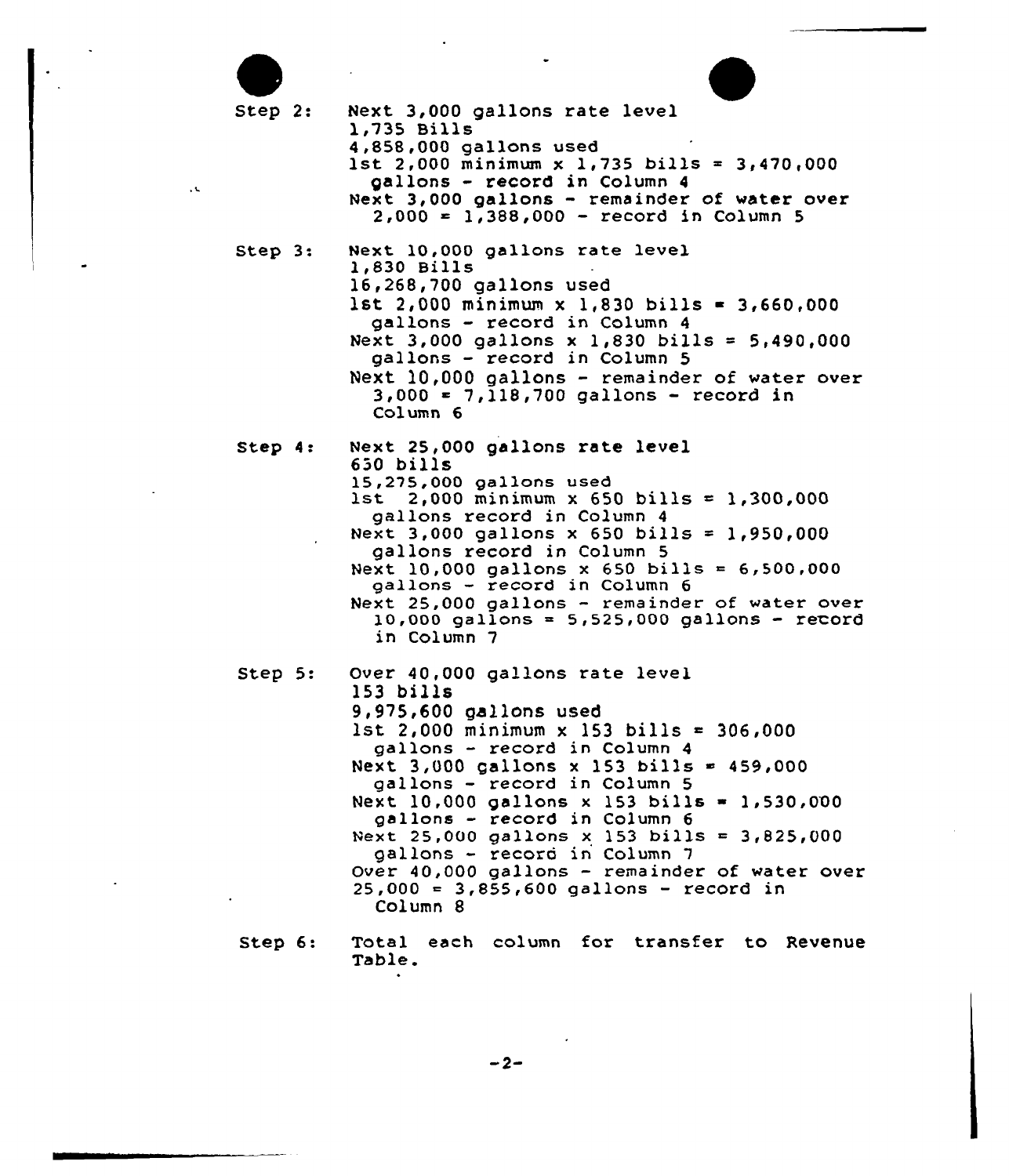Step 2: Next 3,000 gallons rate level
1,735 Bills
4,858,000 gallons used
1st 2,000 minimum x 1,735 bills = 3,470,000 gallons - record in Column 4
Next 3,000 gallons - remainder of water over 2,000 = 1,388,000 - record in Column 5

Step 3: Next 10,000 gallons rate level
1,830 Bills
16,268,700 gallons used
1st 2,000 minimum x 1,830 bills = 3,660,000 gallons - record in Column 4
Next 3,000 gallons x 1,830 bills = 5,490,000 gallons - record in Column 5
Next 10,000 gallons - remainder of water over 3,000 = 7,118,700 gallons - record in Column 6

Step 4: Next 25,000 gallons rate level
650 bills
15,275,000 gallons used
1st 2,000 minimum x 650 bills = 1,300,000 gallons record in Column 4
Next 3,000 gallons x 650 bills = 1,950,000 gallons record in Column 5
Next 10,000 gallons x 650 bills = 6,500,000 gallons - record in Column 6
Next 25,000 gallons - remainder of water over 10,000 gallons = 5,525,000 gallons - record in Column 7

Step 5: Over 40,000 gallons rate level
153 bills
9,975,600 gallons used
1st 2,000 minimum x 153 bills = 306,000 gallons - record in Column 4
Next 3,000 gallons x 153 bills = 459,000 gallons - record in Column 5
Next 10,000 gallons x 153 bills = 1,530,000 gallons - record in Column 6
Next 25,000 gallons x 153 bills = 3,825,000 gallons - record in Column 7
Over 40,000 gallons - remainder of water over 25,000 = 3,855,600 gallons - record in Column 8

Step 6: Total each column for transfer to Revenue Table.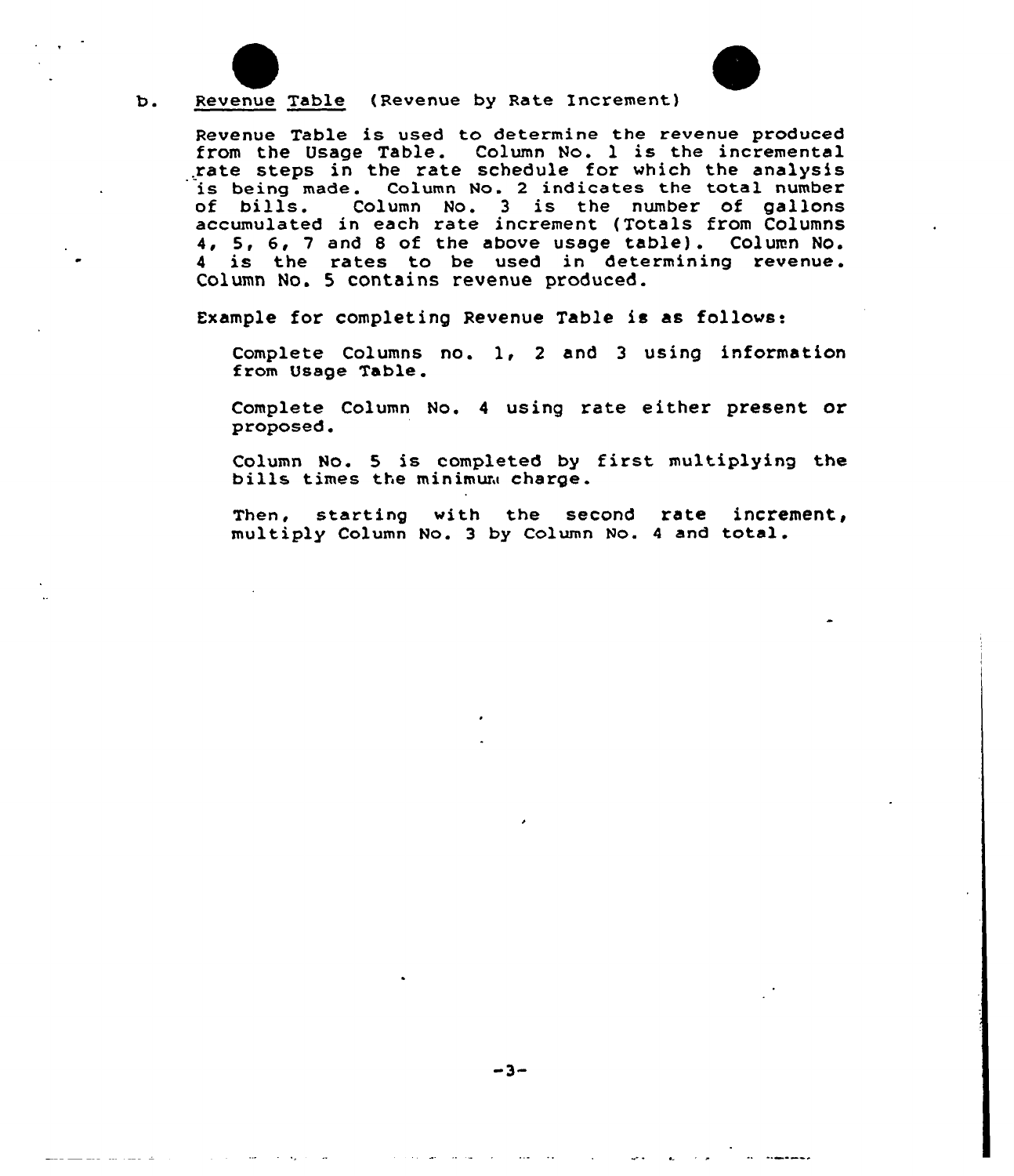b. Revenue Table (Revenue by Rate Increment)

Revenue Table is used to determine the revenue produced from the Usage Table. Column No. 1 is the incremental rate steps in the rate schedule for which the analysis is being made. Column No. 2 indicates the total number of bills. Column No. 3 is the number of gallons accumulated in each rate increment (Totals from Columns 4, 5, 6, 7 and 8 of the above usage table). Column No. 4 is the rates to be used in determining revenue. Column No. 5 contains revenue produced.

Example for completing Revenue Table is as follows:

Complete Columns no. 1, 2 and 3 using information from Usage Table.

Complete Column No. 4 using rate either present or proposed.

Column No. 5 is completed by first multiplying the bills times the minimum charge.

Then, starting with the second rate increment, multiply Column No. 3 by Column No. 4 and total.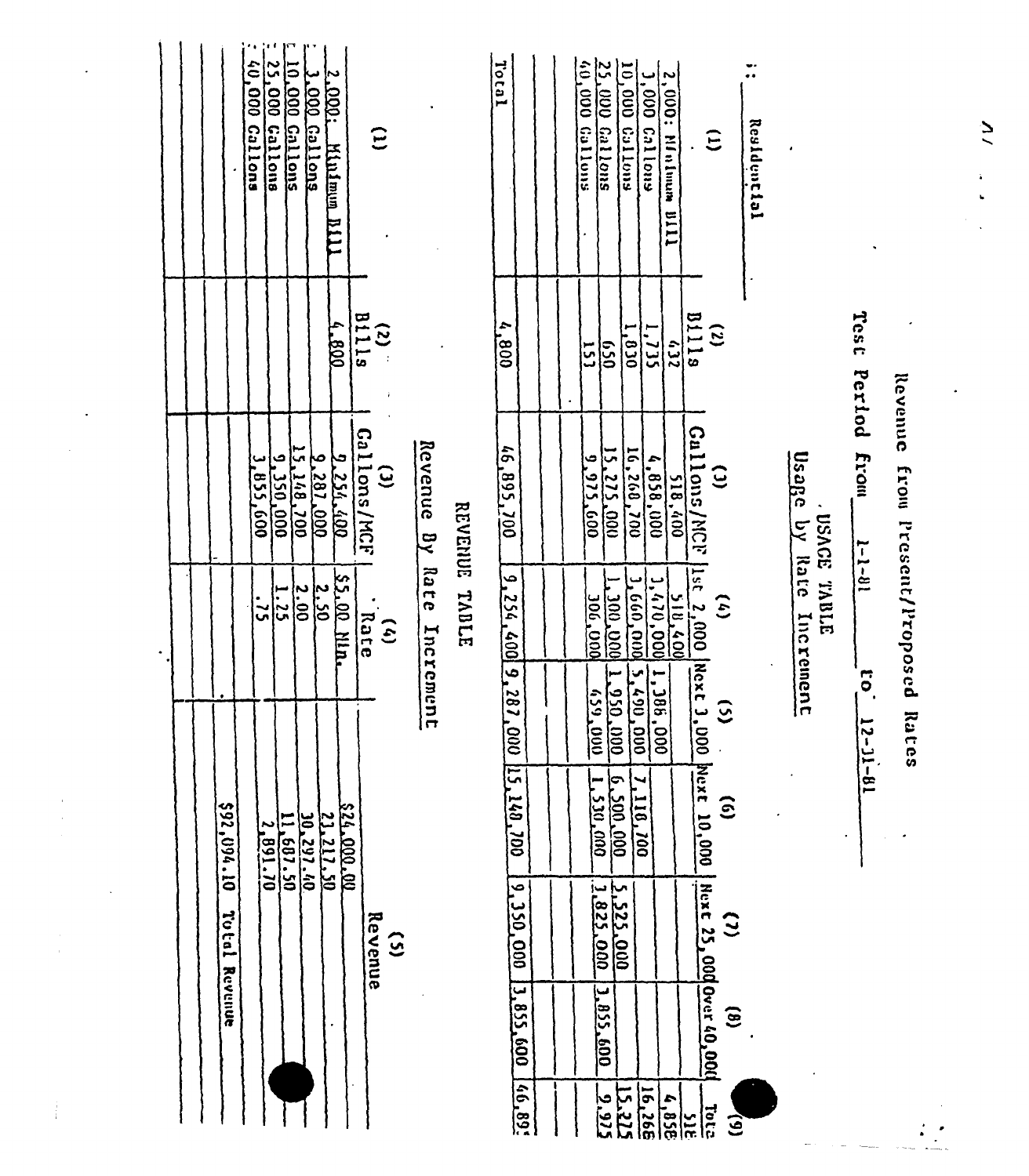# Revenue from Present/Proposed Rates

Test Period from 1-1-81 to 12-31-81

Residential

## USAGE TABLE

Usage by Rate Increment

| (1) | (2) Bills | (3) Gallons/MCF | (4) 1st 2,000 | (5) Next 3,000 | (6) Next 10,000 | (7) Next 25,000 | (8) Over 40,000 | (9) Total |
|---|---|---|---|---|---|---|---|---|
| 2,000: Minimum Bill | 432 | 518,400 | 518,400 | | | | | 518 |
| 3,000 Gallons | 1,735 | 4,858,000 | 3,470,000 | 1,388,000 | | | | 4,858 |
| 10,000 Gallons | 1,830 | 16,260,700 | 3,660,000 | 5,490,000 | 7,110,700 | | | 16,260 |
| 25,000 Gallons | 650 | 15,275,000 | 1,300,000 | 1,950,000 | 6,500,000 | 5,525,000 | | 15,275 |
| 40,000 Gallons | 153 | 9,975,600 | 306,000 | 459,000 | 1,530,000 | 3,825,000 | 3,855,600 | 9,975 |
| | | | | | | | | |
| Total | 4,800 | 46,895,700 | 9,254,400 | 9,287,000 | 15,140,700 | 9,350,000 | 3,855,600 | 46,89 |

## REVENUE TABLE

Revenue By Rate Increment

| (1) | (2) Bills | (3) Gallons/MCF | (4) Rate | (5) Revenue |
|---|---|---|---|---|
| 2,000: Minimum Bill | 4,800 | 9,254,400 | $5.00 Min. | $24,000.00 |
| 3,000 Gallons | | 9,287,000 | 2.50 | 23,217.50 |
| 10,000 Gallons | | 15,148,700 | 2.00 | 30,297.40 |
| 25,000 Gallons | | 9,350,000 | 1.25 | 11,687.50 |
| 40,000 Gallons | | 3,855,600 | .75 | 2,891.70 |
| | | | | |
| | | | | $92,094.10 Total Revenue |